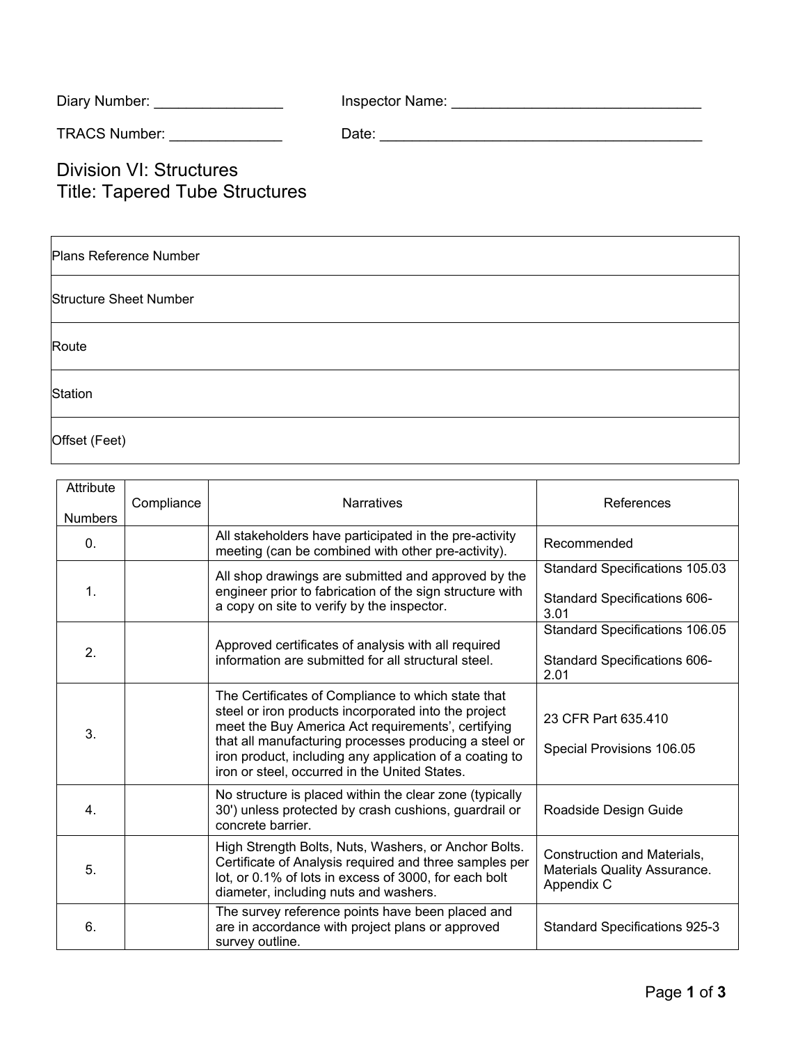Diary Number: ________________ Inspector Name: _______________________________

TRACS Number: ______________ Date: _________________________________________

# Division VI: Structures
# Title: Tapered Tube Structures

| Plans Reference Number | |
|---|---|
| Structure Sheet Number | |
| Route | |
| Station | |
| Offset (Feet) | |

| Attribute Numbers | Compliance | Narratives | References |
|---|---|---|---|
| 0. | | All stakeholders have participated in the pre-activity meeting (can be combined with other pre-activity). | Recommended |
| 1. | | All shop drawings are submitted and approved by the engineer prior to fabrication of the sign structure with a copy on site to verify by the inspector. | Standard Specifications 105.03<br><br>Standard Specifications 606-3.01 |
| 2. | | Approved certificates of analysis with all required information are submitted for all structural steel. | Standard Specifications 106.05<br><br>Standard Specifications 606-2.01 |
| 3. | | The Certificates of Compliance to which state that steel or iron products incorporated into the project meet the Buy America Act requirements', certifying that all manufacturing processes producing a steel or iron product, including any application of a coating to iron or steel, occurred in the United States. | 23 CFR Part 635.410<br><br>Special Provisions 106.05 |
| 4. | | No structure is placed within the clear zone (typically 30') unless protected by crash cushions, guardrail or concrete barrier. | Roadside Design Guide |
| 5. | | High Strength Bolts, Nuts, Washers, or Anchor Bolts. Certificate of Analysis required and three samples per lot, or 0.1% of lots in excess of 3000, for each bolt diameter, including nuts and washers. | Construction and Materials, Materials Quality Assurance. Appendix C |
| 6. | | The survey reference points have been placed and are in accordance with project plans or approved survey outline. | Standard Specifications 925-3 |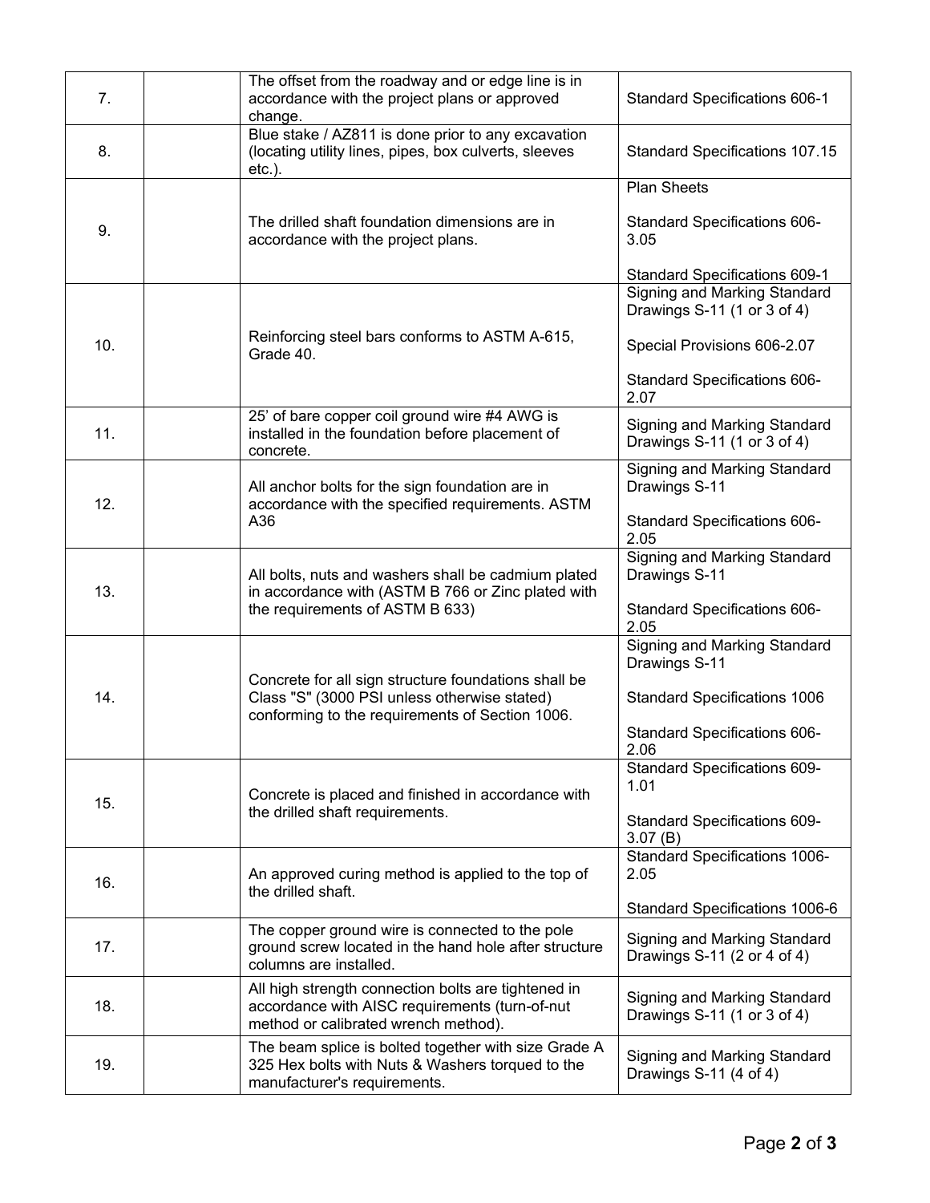| | | | |
|---|---|---|---|
| 7. | | The offset from the roadway and or edge line is in accordance with the project plans or approved change. | Standard Specifications 606-1 |
| 8. | | Blue stake / AZ811 is done prior to any excavation (locating utility lines, pipes, box culverts, sleeves etc.). | Standard Specifications 107.15 |
| 9. | | The drilled shaft foundation dimensions are in accordance with the project plans. | Plan Sheets<br><br>Standard Specifications 606-3.05<br><br>Standard Specifications 609-1 |
| 10. | | Reinforcing steel bars conforms to ASTM A-615, Grade 40. | Signing and Marking Standard Drawings S-11 (1 or 3 of 4)<br><br>Special Provisions 606-2.07<br><br>Standard Specifications 606-2.07 |
| 11. | | 25' of bare copper coil ground wire #4 AWG is installed in the foundation before placement of concrete. | Signing and Marking Standard Drawings S-11 (1 or 3 of 4) |
| 12. | | All anchor bolts for the sign foundation are in accordance with the specified requirements. ASTM A36 | Signing and Marking Standard Drawings S-11<br><br>Standard Specifications 606-2.05 |
| 13. | | All bolts, nuts and washers shall be cadmium plated in accordance with (ASTM B 766 or Zinc plated with the requirements of ASTM B 633) | Signing and Marking Standard Drawings S-11<br><br>Standard Specifications 606-2.05 |
| 14. | | Concrete for all sign structure foundations shall be Class "S" (3000 PSI unless otherwise stated) conforming to the requirements of Section 1006. | Signing and Marking Standard Drawings S-11<br><br>Standard Specifications 1006<br><br>Standard Specifications 606-2.06 |
| 15. | | Concrete is placed and finished in accordance with the drilled shaft requirements. | Standard Specifications 609-1.01<br><br>Standard Specifications 609-3.07 (B) |
| 16. | | An approved curing method is applied to the top of the drilled shaft. | Standard Specifications 1006-2.05<br><br>Standard Specifications 1006-6 |
| 17. | | The copper ground wire is connected to the pole ground screw located in the hand hole after structure columns are installed. | Signing and Marking Standard Drawings S-11 (2 or 4 of 4) |
| 18. | | All high strength connection bolts are tightened in accordance with AISC requirements (turn-of-nut method or calibrated wrench method). | Signing and Marking Standard Drawings S-11 (1 or 3 of 4) |
| 19. | | The beam splice is bolted together with size Grade A 325 Hex bolts with Nuts & Washers torqued to the manufacturer's requirements. | Signing and Marking Standard Drawings S-11 (4 of 4) |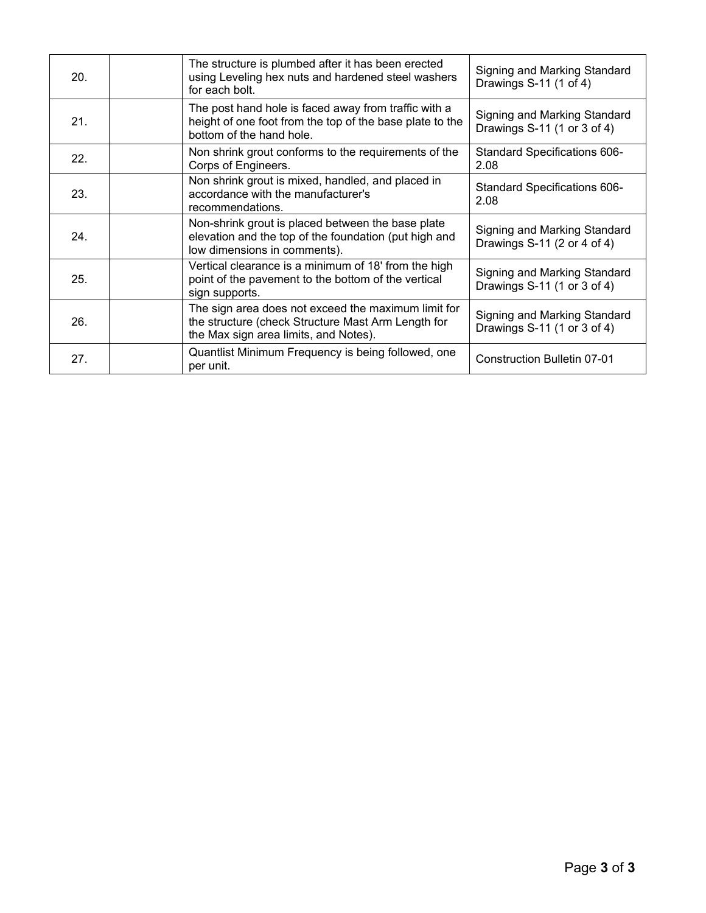| | | | |
|---|---|---|---|
| 20. | | The structure is plumbed after it has been erected using Leveling hex nuts and hardened steel washers for each bolt. | Signing and Marking Standard Drawings S-11 (1 of 4) |
| 21. | | The post hand hole is faced away from traffic with a height of one foot from the top of the base plate to the bottom of the hand hole. | Signing and Marking Standard Drawings S-11 (1 or 3 of 4) |
| 22. | | Non shrink grout conforms to the requirements of the Corps of Engineers. | Standard Specifications 606-2.08 |
| 23. | | Non shrink grout is mixed, handled, and placed in accordance with the manufacturer's recommendations. | Standard Specifications 606-2.08 |
| 24. | | Non-shrink grout is placed between the base plate elevation and the top of the foundation (put high and low dimensions in comments). | Signing and Marking Standard Drawings S-11 (2 or 4 of 4) |
| 25. | | Vertical clearance is a minimum of 18' from the high point of the pavement to the bottom of the vertical sign supports. | Signing and Marking Standard Drawings S-11 (1 or 3 of 4) |
| 26. | | The sign area does not exceed the maximum limit for the structure (check Structure Mast Arm Length for the Max sign area limits, and Notes). | Signing and Marking Standard Drawings S-11 (1 or 3 of 4) |
| 27. | | Quantlist Minimum Frequency is being followed, one per unit. | Construction Bulletin 07-01 |